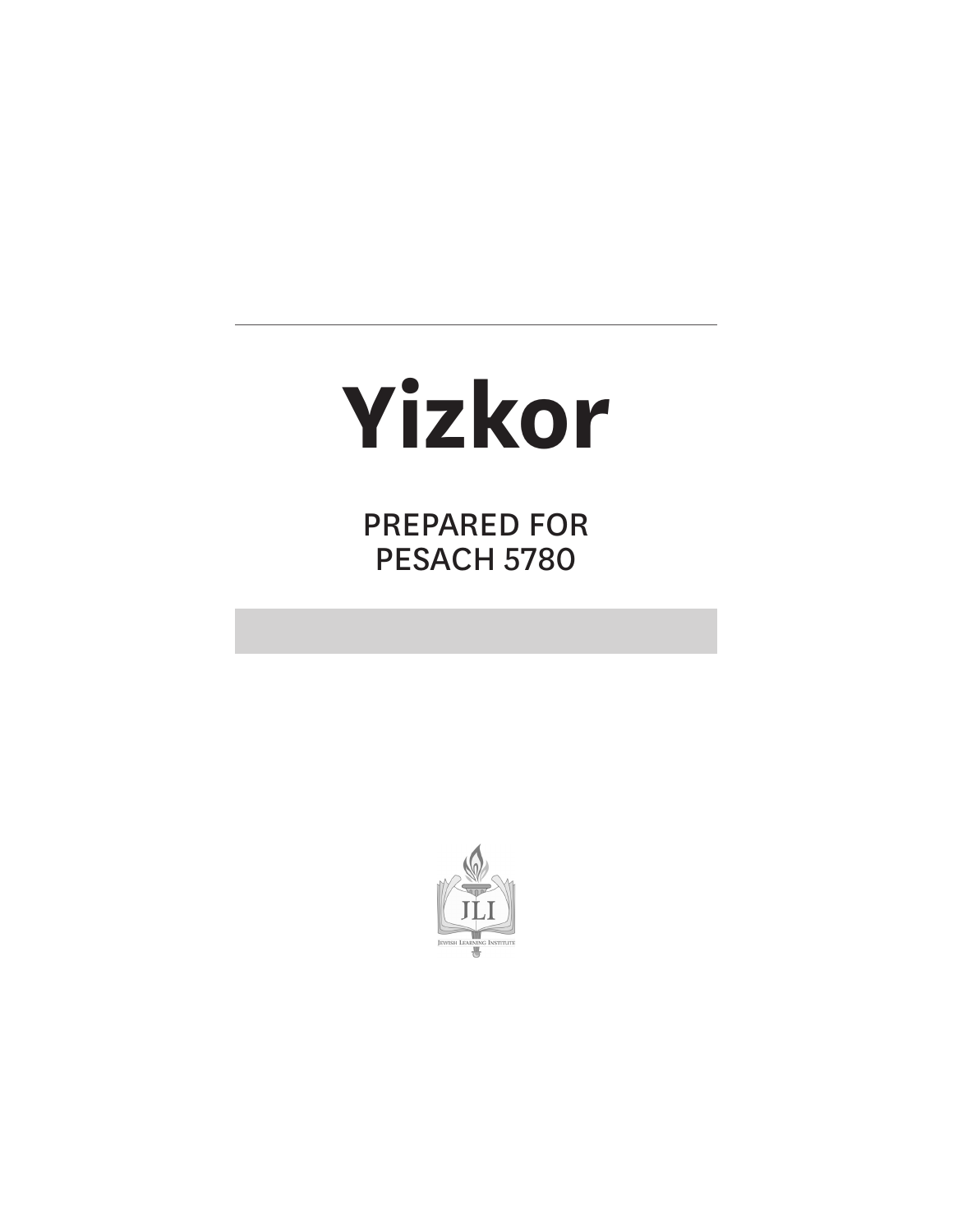# Yizkor

PREPARED FOR
PESACH 5780

JLI

Jewish Learning Institute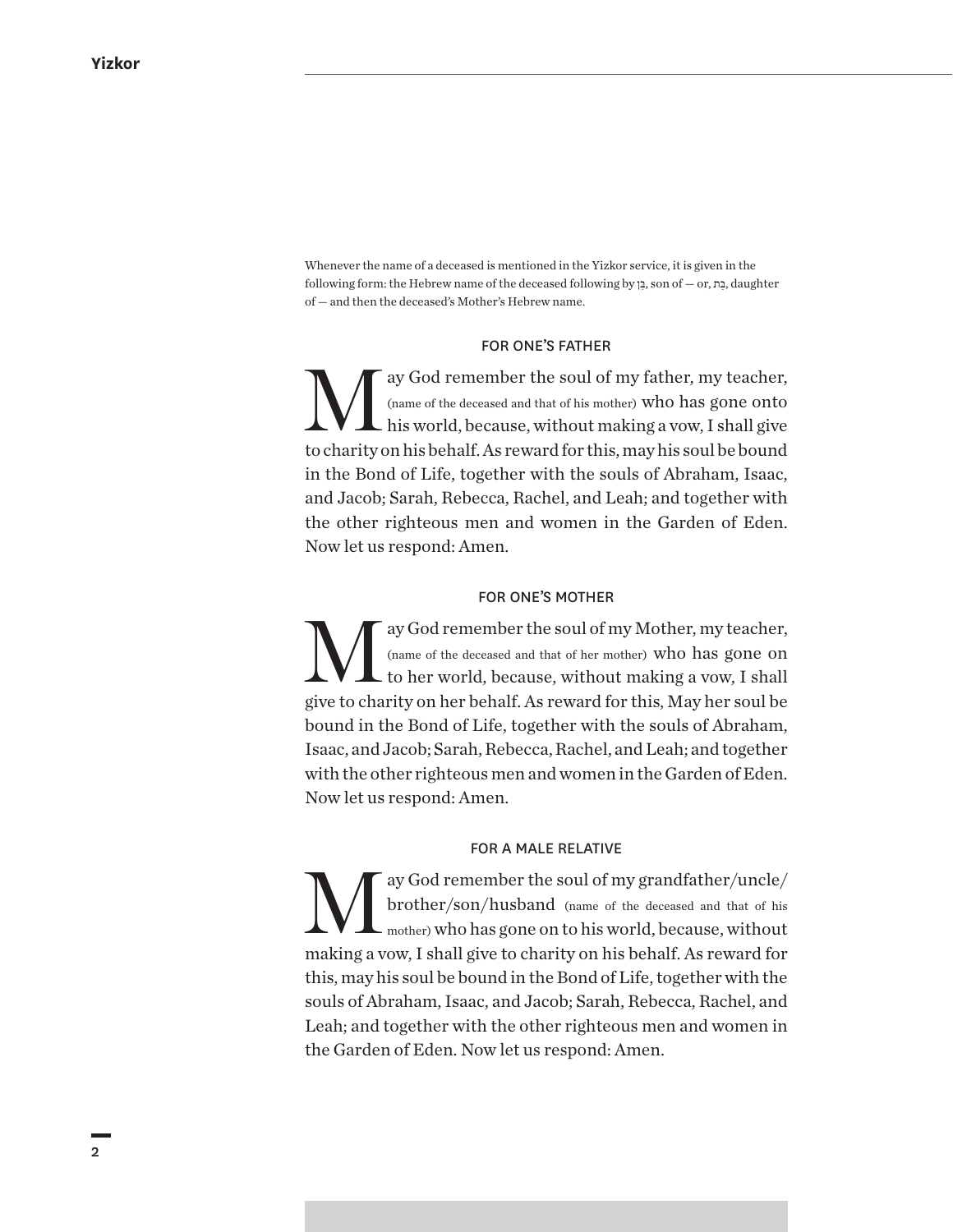Whenever the name of a deceased is mentioned in the Yizkor service, it is given in the following form: the Hebrew name of the deceased following by בֶּן, son of — or, בַּת, daughter of — and then the deceased's Mother's Hebrew name.

### FOR ONE'S FATHER

May God remember the soul of my father, my teacher, (name of the deceased and that of his mother) who has gone onto his world, because, without making a vow, I shall give to charity on his behalf. As reward for this, may his soul be bound in the Bond of Life, together with the souls of Abraham, Isaac, and Jacob; Sarah, Rebecca, Rachel, and Leah; and together with the other righteous men and women in the Garden of Eden. Now let us respond: Amen.

### FOR ONE'S MOTHER

May God remember the soul of my Mother, my teacher, (name of the deceased and that of her mother) who has gone on to her world, because, without making a vow, I shall give to charity on her behalf. As reward for this, May her soul be bound in the Bond of Life, together with the souls of Abraham, Isaac, and Jacob; Sarah, Rebecca, Rachel, and Leah; and together with the other righteous men and women in the Garden of Eden. Now let us respond: Amen.

### FOR A MALE RELATIVE

May God remember the soul of my grandfather/uncle/brother/son/husband (name of the deceased and that of his mother) who has gone on to his world, because, without making a vow, I shall give to charity on his behalf. As reward for this, may his soul be bound in the Bond of Life, together with the souls of Abraham, Isaac, and Jacob; Sarah, Rebecca, Rachel, and Leah; and together with the other righteous men and women in the Garden of Eden. Now let us respond: Amen.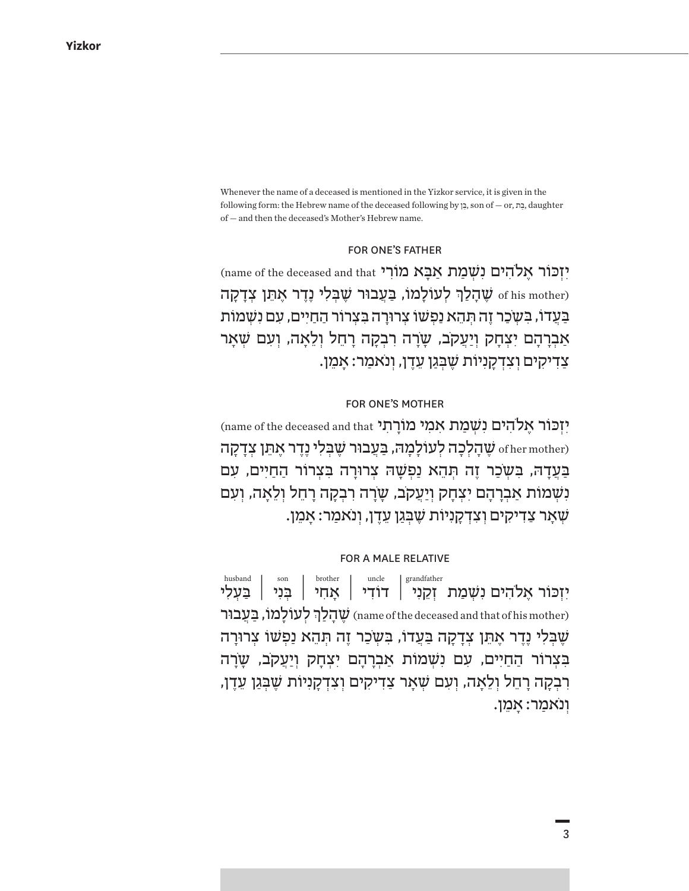Whenever the name of a deceased is mentioned in the Yizkor service, it is given in the following form: the Hebrew name of the deceased following by בֵּן, son of — or, בַּת, daughter of — and then the deceased's Mother's Hebrew name.

## FOR ONE'S FATHER

יִזְכּוֹר אֱלֹהִים נִשְׁמַת אַבָּא מוֹרִי (name of the deceased and that of his mother) שֶׁהָלַךְ לְעוֹלָמוֹ, בַּעֲבוּר שֶׁבְּלִי נֶדֶר אֶתֵּן צְדָקָה בַּעֲדוֹ, בִּשְׂכַר זֶה תְּהֵא נַפְשׁוֹ צְרוּרָה בִּצְרוֹר הַחַיִּים, עִם נִשְׁמוֹת אַבְרָהָם יִצְחָק וְיַעֲקֹב, שָׂרָה רִבְקָה רָחֵל וְלֵאָה, וְעִם שְׁאָר צַדִּיקִים וְצִדְקָנִיּוֹת שֶׁבְּגַן עֵדֶן, וְנֹאמַר: אָמֵן.

## FOR ONE'S MOTHER

יִזְכּוֹר אֱלֹהִים נִשְׁמַת אִמִּי מוֹרָתִי (name of the deceased and that of her mother) שֶׁהָלְכָה לְעוֹלָמָהּ, בַּעֲבוּר שֶׁבְּלִי נֶדֶר אֶתֵּן צְדָקָה בַּעֲדָהּ, בִּשְׂכַר זֶה תְּהֵא נַפְשָׁהּ צְרוּרָה בִּצְרוֹר הַחַיִּים, עִם נִשְׁמוֹת אַבְרָהָם יִצְחָק וְיַעֲקֹב, שָׂרָה רִבְקָה רָחֵל וְלֵאָה, וְעִם שְׁאָר צַדִּיקִים וְצִדְקָנִיּוֹת שֶׁבְּגַן עֵדֶן, וְנֹאמַר: אָמֵן.

## FOR A MALE RELATIVE

יִזְכּוֹר אֱלֹהִים נִשְׁמַת זְקֵנִי (grandfather) | דּוֹדִי (uncle) | אָחִי (brother) | בְּנִי (son) | בַּעְלִי (husband) (name of the deceased and that of his mother) שֶׁהָלַךְ לְעוֹלָמוֹ, בַּעֲבוּר שֶׁבְּלִי נֶדֶר אֶתֵּן צְדָקָה בַּעֲדוֹ, בִּשְׂכַר זֶה תְּהֵא נַפְשׁוֹ צְרוּרָה בִּצְרוֹר הַחַיִּים, עִם נִשְׁמוֹת אַבְרָהָם יִצְחָק וְיַעֲקֹב, שָׂרָה רִבְקָה רָחֵל וְלֵאָה, וְעִם שְׁאָר צַדִּיקִים וְצִדְקָנִיּוֹת שֶׁבְּגַן עֵדֶן, וְנֹאמַר: אָמֵן.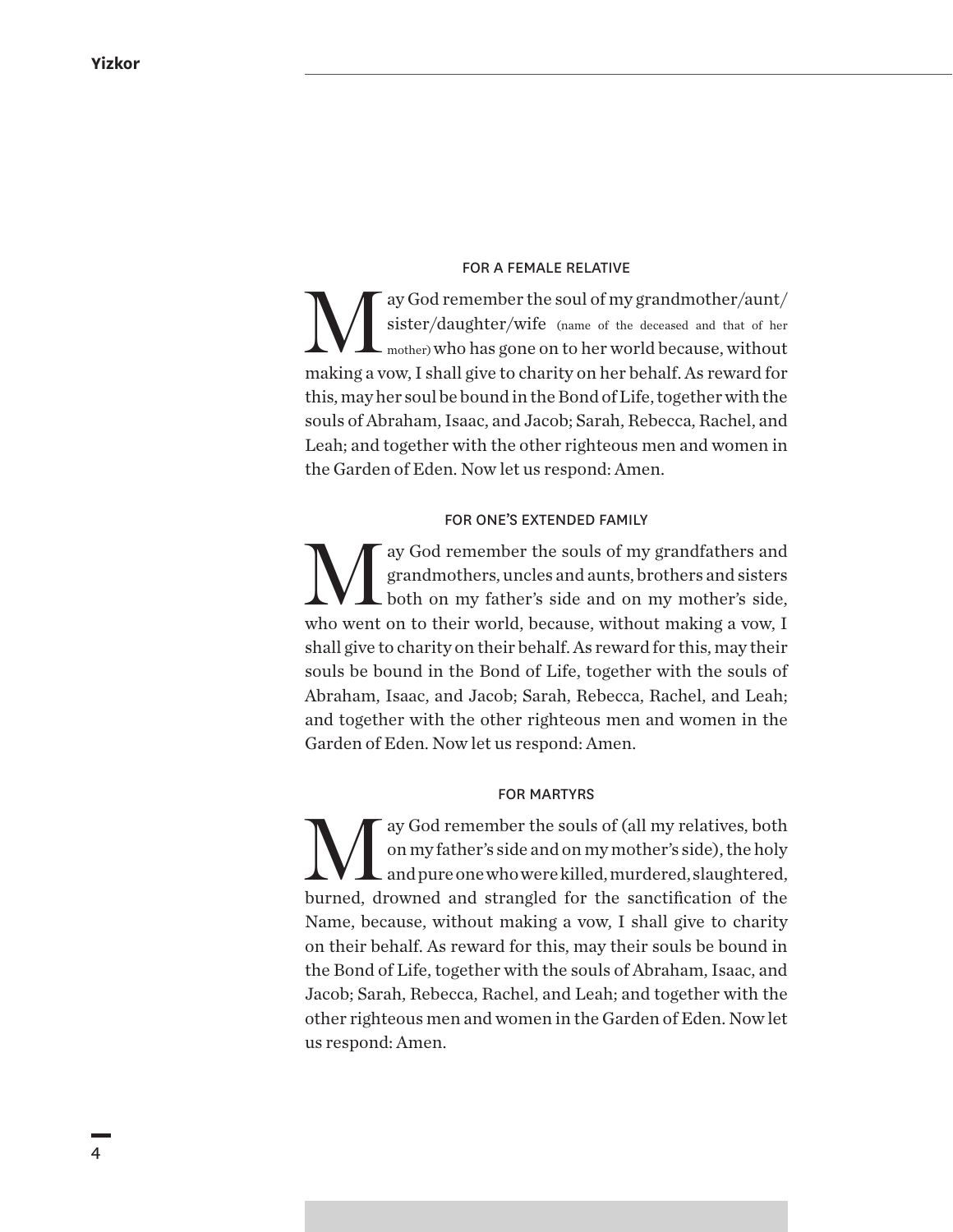### FOR A FEMALE RELATIVE

May God remember the soul of my grandmother/aunt/sister/daughter/wife (name of the deceased and that of her mother) who has gone on to her world because, without making a vow, I shall give to charity on her behalf. As reward for this, may her soul be bound in the Bond of Life, together with the souls of Abraham, Isaac, and Jacob; Sarah, Rebecca, Rachel, and Leah; and together with the other righteous men and women in the Garden of Eden. Now let us respond: Amen.

### FOR ONE'S EXTENDED FAMILY

May God remember the souls of my grandfathers and grandmothers, uncles and aunts, brothers and sisters both on my father's side and on my mother's side, who went on to their world, because, without making a vow, I shall give to charity on their behalf. As reward for this, may their souls be bound in the Bond of Life, together with the souls of Abraham, Isaac, and Jacob; Sarah, Rebecca, Rachel, and Leah; and together with the other righteous men and women in the Garden of Eden. Now let us respond: Amen.

### FOR MARTYRS

May God remember the souls of (all my relatives, both on my father's side and on my mother's side), the holy and pure one who were killed, murdered, slaughtered, burned, drowned and strangled for the sanctification of the Name, because, without making a vow, I shall give to charity on their behalf. As reward for this, may their souls be bound in the Bond of Life, together with the souls of Abraham, Isaac, and Jacob; Sarah, Rebecca, Rachel, and Leah; and together with the other righteous men and women in the Garden of Eden. Now let us respond: Amen.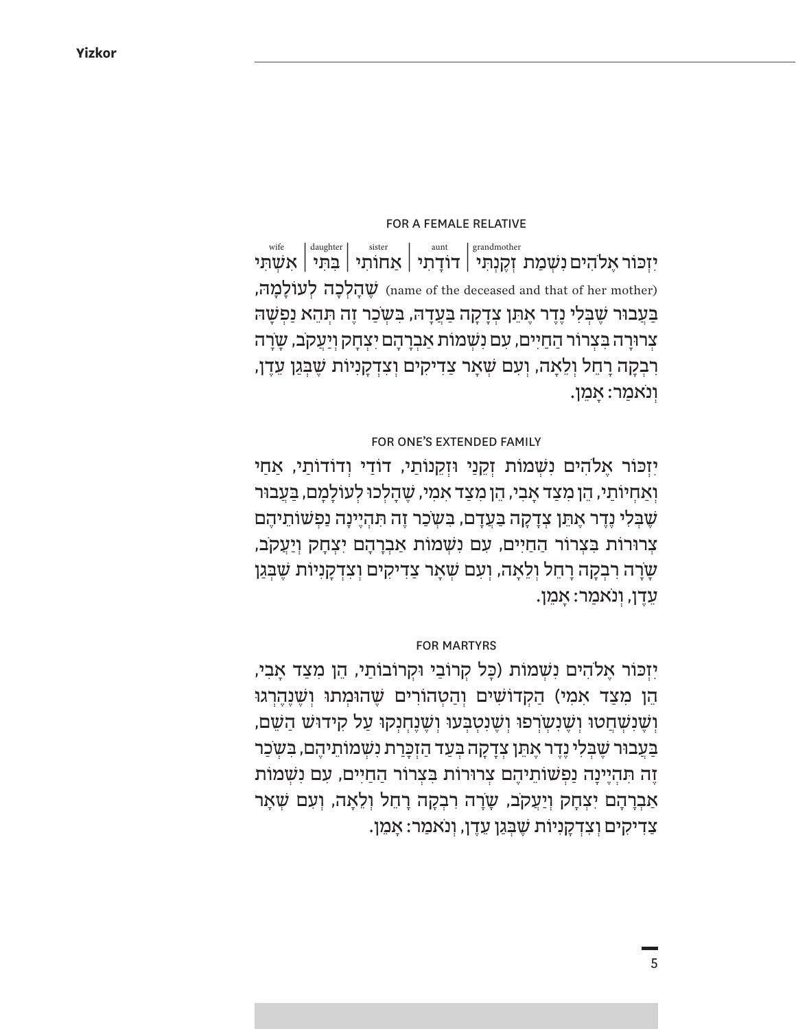### FOR A FEMALE RELATIVE

יִזְכּוֹר אֱלֹהִים נִשְׁמַת זְקֶנְתִּי (grandmother) | דוֹדָתִי (aunt) | אֲחוֹתִי (sister) | בִּתִּי (daughter) | אִשְׁתִּי (wife)

(name of the deceased and that of her mother) שֶׁהָלְכָה לְעוֹלָמָהּ, בַּעֲבוּר שֶׁבְּלִי נֶדֶר אֶתֵּן צְדָקָה בַּעֲדָהּ, בִּשְׂכַר זֶה תְּהֵא נַפְשָׁהּ צְרוּרָה בִּצְרוֹר הַחַיִּים, עִם נִשְׁמוֹת אַבְרָהָם יִצְחָק וְיַעֲקֹב, שָׂרָה רִבְקָה רָחֵל וְלֵאָה, וְעִם שְׁאָר צַדִּיקִים וְצִדְקָנִיּוֹת שֶׁבְּגַן עֵדֶן, וְנֹאמַר: אָמֵן.

### FOR ONE'S EXTENDED FAMILY

יִזְכּוֹר אֱלֹהִים נִשְׁמוֹת זְקֵנַי וּזְקֵנוֹתַי, דוֹדַי וְדוֹדוֹתַי, אַחַי וְאַחְיוֹתַי, הֵן מִצַּד אָבִי, הֵן מִצַּד אִמִּי, שֶׁהָלְכוּ לְעוֹלָמָם, בַּעֲבוּר שֶׁבְּלִי נֶדֶר אֶתֵּן צְדָקָה בַּעֲדָם, בִּשְׂכַר זֶה תִּהְיֶינָה נַפְשׁוֹתֵיהֶם צְרוּרוֹת בִּצְרוֹר הַחַיִּים, עִם נִשְׁמוֹת אַבְרָהָם יִצְחָק וְיַעֲקֹב, שָׂרָה רִבְקָה רָחֵל וְלֵאָה, וְעִם שְׁאָר צַדִּיקִים וְצִדְקָנִיּוֹת שֶׁבְּגַן עֵדֶן, וְנֹאמַר: אָמֵן.

### FOR MARTYRS

יִזְכּוֹר אֱלֹהִים נִשְׁמוֹת (כָּל קְרוֹבַי וּקְרוֹבוֹתַי, הֵן מִצַּד אָבִי, הֵן מִצַּד אִמִּי) הַקְּדוֹשִׁים וְהַטְּהוֹרִים שֶׁהוּמְתוּ וְשֶׁנֶּהֶרְגוּ וְשֶׁנִּשְׁחֲטוּ וְשֶׁנִּשְׂרְפוּ וְשֶׁנִּטְבְּעוּ וְשֶׁנֶּחְנְקוּ עַל קִידּוּשׁ הַשֵּׁם, בַּעֲבוּר שֶׁבְּלִי נֶדֶר אֶתֵּן צְדָקָה בְּעַד הַזְכָּרַת נִשְׁמוֹתֵיהֶם, בִּשְׂכַר זֶה תִּהְיֶינָה נַפְשׁוֹתֵיהֶם צְרוּרוֹת בִּצְרוֹר הַחַיִּים, עִם נִשְׁמוֹת אַבְרָהָם יִצְחָק וְיַעֲקֹב, שָׂרָה רִבְקָה רָחֵל וְלֵאָה, וְעִם שְׁאָר צַדִּיקִים וְצִדְקָנִיּוֹת שֶׁבְּגַן עֵדֶן, וְנֹאמַר: אָמֵן.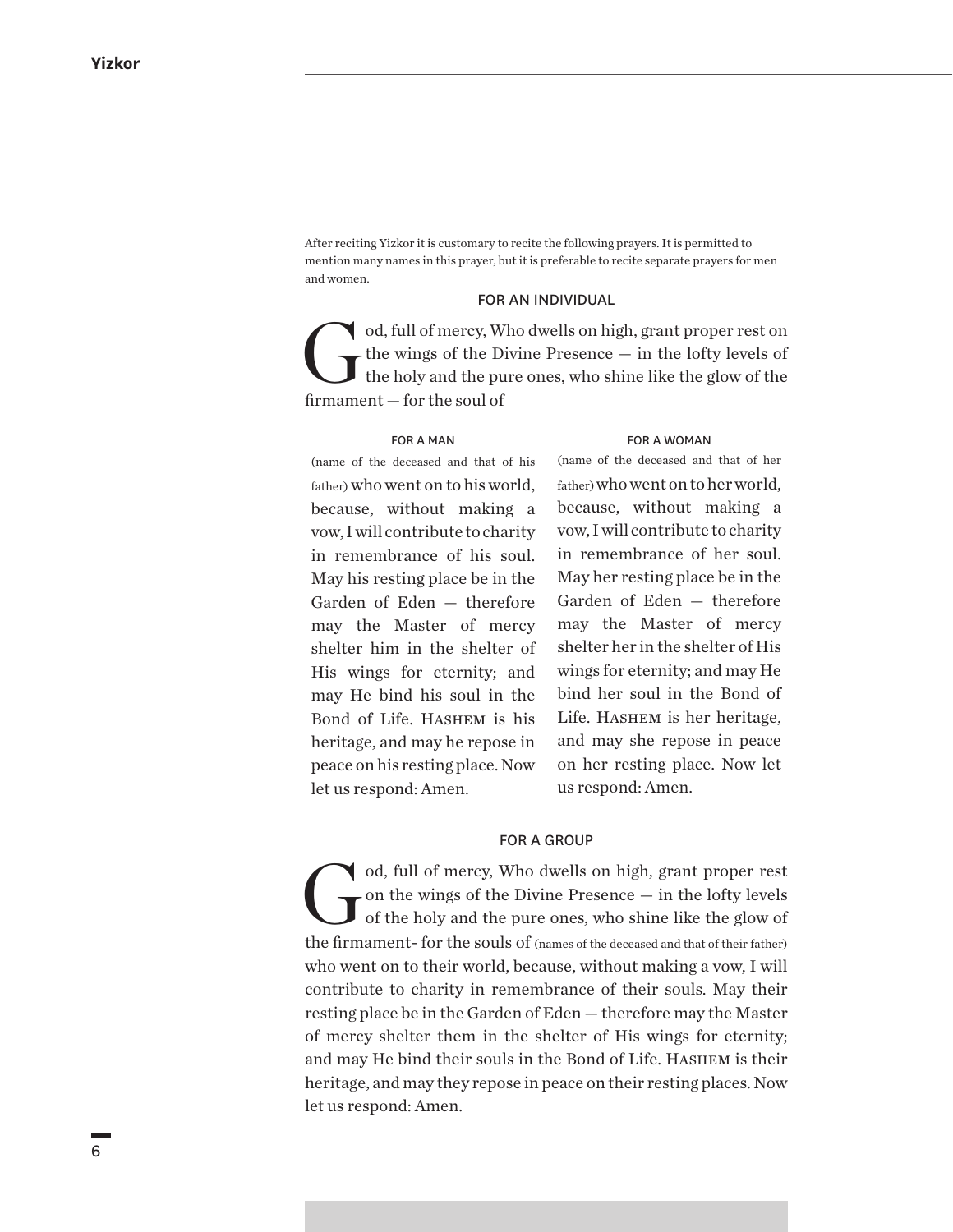After reciting Yizkor it is customary to recite the following prayers. It is permitted to mention many names in this prayer, but it is preferable to recite separate prayers for men and women.

### FOR AN INDIVIDUAL

God, full of mercy, Who dwells on high, grant proper rest on the wings of the Divine Presence — in the lofty levels of the holy and the pure ones, who shine like the glow of the firmament — for the soul of

#### FOR A MAN

(name of the deceased and that of his father) who went on to his world, because, without making a vow, I will contribute to charity in remembrance of his soul. May his resting place be in the Garden of Eden — therefore may the Master of mercy shelter him in the shelter of His wings for eternity; and may He bind his soul in the Bond of Life. HASHEM is his heritage, and may he repose in peace on his resting place. Now let us respond: Amen.

#### FOR A WOMAN

(name of the deceased and that of her father) who went on to her world, because, without making a vow, I will contribute to charity in remembrance of her soul. May her resting place be in the Garden of Eden — therefore may the Master of mercy shelter her in the shelter of His wings for eternity; and may He bind her soul in the Bond of Life. HASHEM is her heritage, and may she repose in peace on her resting place. Now let us respond: Amen.

### FOR A GROUP

God, full of mercy, Who dwells on high, grant proper rest on the wings of the Divine Presence — in the lofty levels of the holy and the pure ones, who shine like the glow of the firmament- for the souls of (names of the deceased and that of their father) who went on to their world, because, without making a vow, I will contribute to charity in remembrance of their souls. May their resting place be in the Garden of Eden — therefore may the Master of mercy shelter them in the shelter of His wings for eternity; and may He bind their souls in the Bond of Life. HASHEM is their heritage, and may they repose in peace on their resting places. Now let us respond: Amen.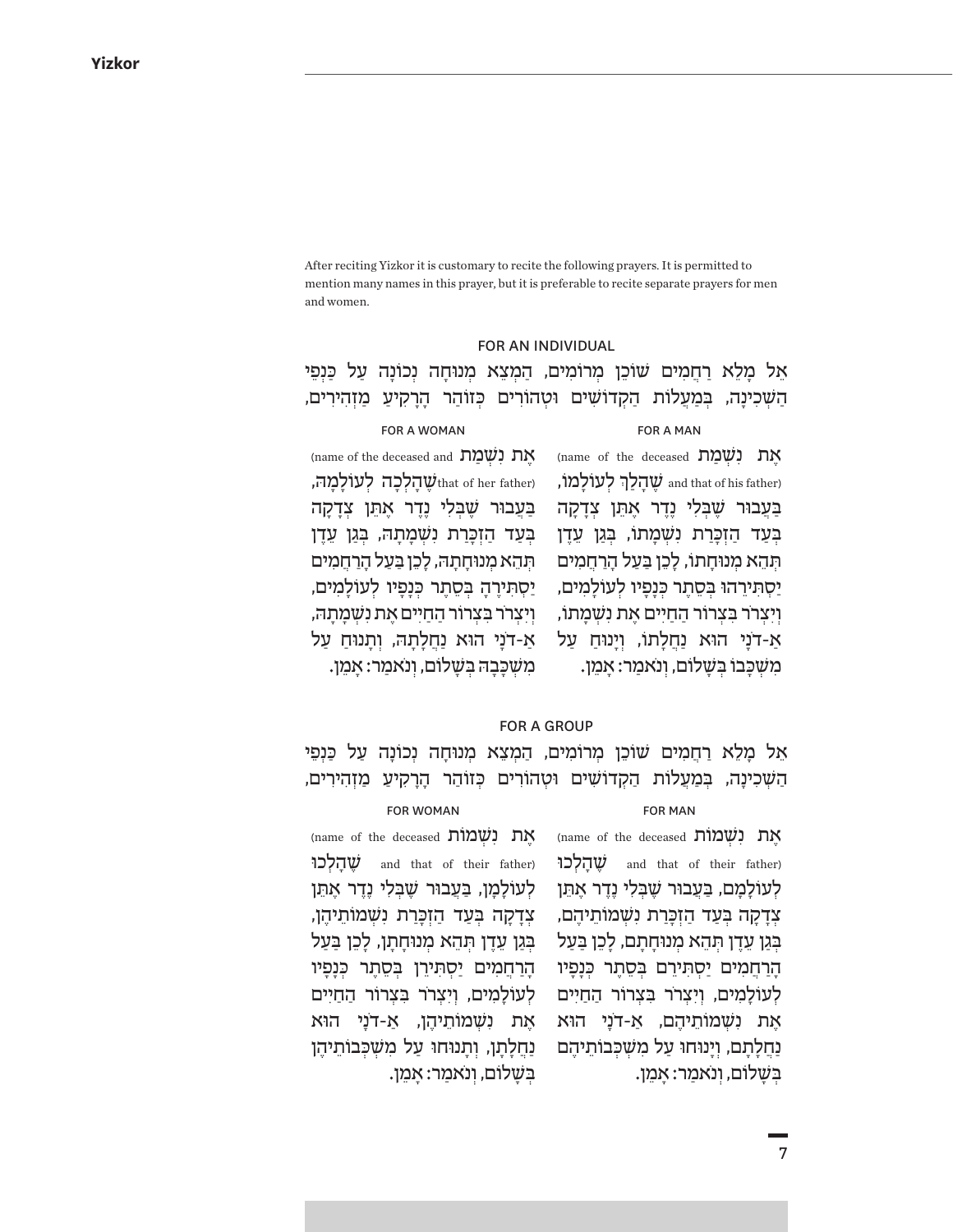After reciting Yizkor it is customary to recite the following prayers. It is permitted to mention many names in this prayer, but it is preferable to recite separate prayers for men and women.

## FOR AN INDIVIDUAL

אֵל מָלֵא רַחֲמִים שׁוֹכֵן מְרוֹמִים, הַמְצֵא מְנוּחָה נְכוֹנָה עַל כַּנְפֵי הַשְּׁכִינָה, בְּמַעֲלוֹת הַקְדוֹשִׁים וּטְהוֹרִים כְּזוֹהַר הָרָקִיעַ מַזְהִירִים,

### FOR A MAN

אֶת נִשְׁמַת (name of the deceased and that of his father) שֶׁהָלַךְ לְעוֹלָמוֹ, בַּעֲבוּר שֶׁבְּלִי נֶדֶר אֶתֵּן צְדָקָה בְּעַד הַזְכָּרַת נִשְׁמָתוֹ, בְּגַן עֵדֶן תְּהֵא מְנוּחָתוֹ, לָכֵן בַּעַל הָרַחֲמִים יַסְתִּירֵהוּ בְּסֵתֶר כְּנָפָיו לְעוֹלָמִים, וְיִצְרֹר בִּצְרוֹר הַחַיִּים אֶת נִשְׁמָתוֹ, אַ-דֹנָי הוּא נַחֲלָתוֹ, וְיָנוּחַ עַל מִשְׁכָּבוֹ בְּשָׁלוֹם, וְנֹאמַר: אָמֵן.

### FOR A WOMAN

אֶת נִשְׁמַת (name of the deceased and that of her father) שֶׁהָלְכָה לְעוֹלָמָהּ, בַּעֲבוּר שֶׁבְּלִי נֶדֶר אֶתֵּן צְדָקָה בְּעַד הַזְכָּרַת נִשְׁמָתָהּ, בְּגַן עֵדֶן תְּהֵא מְנוּחָתָהּ, לָכֵן בַּעַל הָרַחֲמִים יַסְתִּירֶהָ בְּסֵתֶר כְּנָפָיו לְעוֹלָמִים, וְיִצְרֹר בִּצְרוֹר הַחַיִּים אֶת נִשְׁמָתָהּ, אַ-דֹנָי הוּא נַחֲלָתָהּ, וְתָנוּחַ עַל מִשְׁכָּבָהּ בְּשָׁלוֹם, וְנֹאמַר: אָמֵן.

## FOR A GROUP

אֵל מָלֵא רַחֲמִים שׁוֹכֵן מְרוֹמִים, הַמְצֵא מְנוּחָה נְכוֹנָה עַל כַּנְפֵי הַשְּׁכִינָה, בְּמַעֲלוֹת הַקְדוֹשִׁים וּטְהוֹרִים כְּזוֹהַר הָרָקִיעַ מַזְהִירִים,

### FOR MAN

אֶת נִשְׁמוֹת (name of the deceased and that of their father) שֶׁהָלְכוּ לְעוֹלָמָם, בַּעֲבוּר שֶׁבְּלִי נֶדֶר אֶתֵּן צְדָקָה בְּעַד הַזְכָּרַת נִשְׁמוֹתֵיהֶם, בְּגַן עֵדֶן תְּהֵא מְנוּחָתָם, לָכֵן בַּעַל הָרַחֲמִים יַסְתִּירֵם בְּסֵתֶר כְּנָפָיו לְעוֹלָמִים, וְיִצְרֹר בִּצְרוֹר הַחַיִּים אֶת נִשְׁמוֹתֵיהֶם, אַ-דֹנָי הוּא נַחֲלָתָם, וְיָנוּחוּ עַל מִשְׁכְּבוֹתֵיהֶם בְּשָׁלוֹם, וְנֹאמַר: אָמֵן.

### FOR WOMAN

אֶת נִשְׁמוֹת (name of the deceased and that of their father) שֶׁהָלְכוּ לְעוֹלָמָן, בַּעֲבוּר שֶׁבְּלִי נֶדֶר אֶתֵּן צְדָקָה בְּעַד הַזְכָּרַת נִשְׁמוֹתֵיהֶן, בְּגַן עֵדֶן תְּהֵא מְנוּחָתָן, לָכֵן בַּעַל הָרַחֲמִים יַסְתִּירֵן בְּסֵתֶר כְּנָפָיו לְעוֹלָמִים, וְיִצְרֹר בִּצְרוֹר הַחַיִּים אֶת נִשְׁמוֹתֵיהֶן, אַ-דֹנָי הוּא נַחֲלָתָן, וְתָנוּחוּ עַל מִשְׁכְּבוֹתֵיהֶן בְּשָׁלוֹם, וְנֹאמַר: אָמֵן.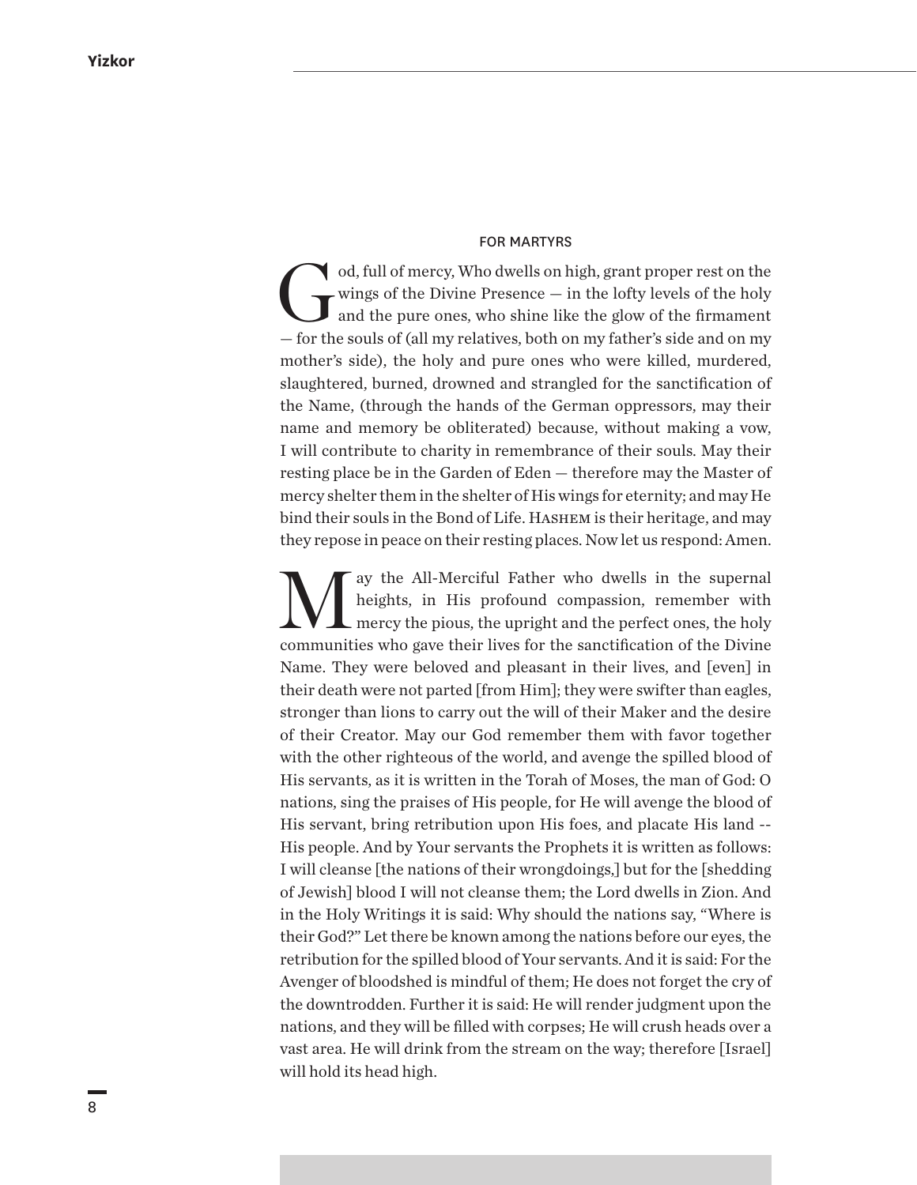## FOR MARTYRS

God, full of mercy, Who dwells on high, grant proper rest on the wings of the Divine Presence — in the lofty levels of the holy and the pure ones, who shine like the glow of the firmament — for the souls of (all my relatives, both on my father's side and on my mother's side), the holy and pure ones who were killed, murdered, slaughtered, burned, drowned and strangled for the sanctification of the Name, (through the hands of the German oppressors, may their name and memory be obliterated) because, without making a vow, I will contribute to charity in remembrance of their souls. May their resting place be in the Garden of Eden — therefore may the Master of mercy shelter them in the shelter of His wings for eternity; and may He bind their souls in the Bond of Life. HASHEM is their heritage, and may they repose in peace on their resting places. Now let us respond: Amen.

May the All-Merciful Father who dwells in the supernal heights, in His profound compassion, remember with mercy the pious, the upright and the perfect ones, the holy communities who gave their lives for the sanctification of the Divine Name. They were beloved and pleasant in their lives, and [even] in their death were not parted [from Him]; they were swifter than eagles, stronger than lions to carry out the will of their Maker and the desire of their Creator. May our God remember them with favor together with the other righteous of the world, and avenge the spilled blood of His servants, as it is written in the Torah of Moses, the man of God: O nations, sing the praises of His people, for He will avenge the blood of His servant, bring retribution upon His foes, and placate His land -- His people. And by Your servants the Prophets it is written as follows: I will cleanse [the nations of their wrongdoings,] but for the [shedding of Jewish] blood I will not cleanse them; the Lord dwells in Zion. And in the Holy Writings it is said: Why should the nations say, "Where is their God?" Let there be known among the nations before our eyes, the retribution for the spilled blood of Your servants. And it is said: For the Avenger of bloodshed is mindful of them; He does not forget the cry of the downtrodden. Further it is said: He will render judgment upon the nations, and they will be filled with corpses; He will crush heads over a vast area. He will drink from the stream on the way; therefore [Israel] will hold its head high.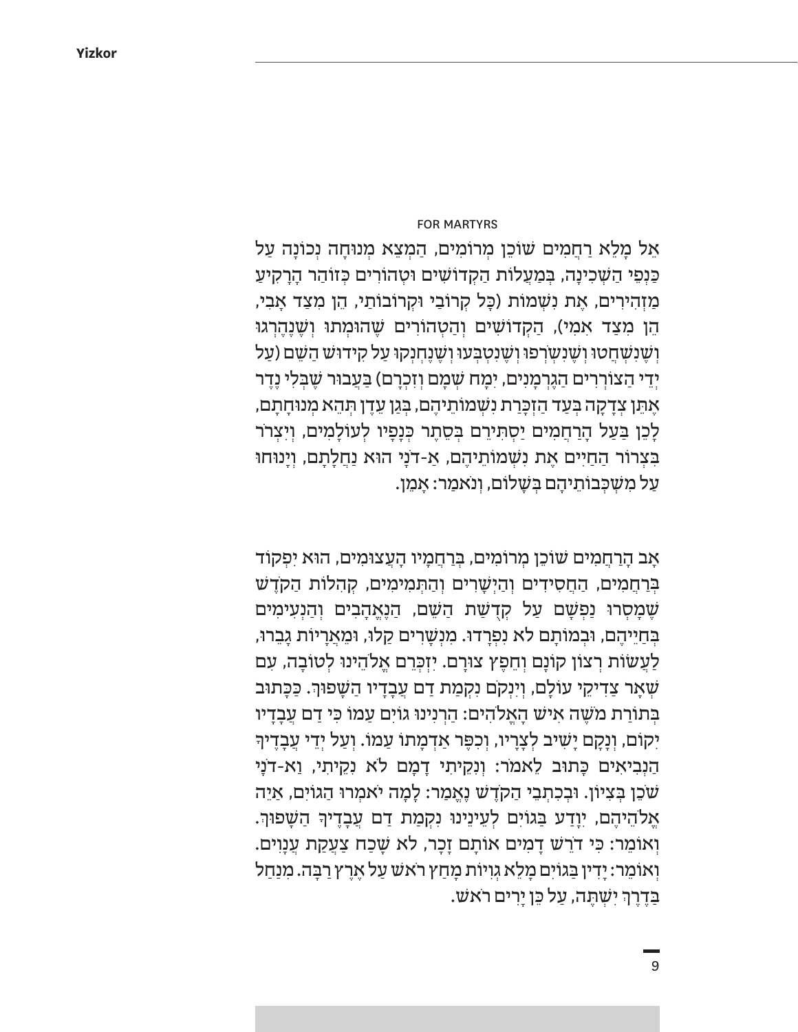## FOR MARTYRS

אֵל מָלֵא רַחֲמִים שׁוֹכֵן מְרוֹמִים, הַמְצֵא מְנוּחָה נְכוֹנָה עַל כַּנְפֵי הַשְּׁכִינָה, בְּמַעֲלוֹת הַקְּדוֹשִׁים וּטְהוֹרִים כְּזוֹהַר הָרָקִיעַ מַזְהִירִים, אֶת נִשְׁמוֹת (כָּל קְרוֹבַי וּקְרוֹבוֹתַי, הֵן מִצַּד אָבִי, הֵן מִצַּד אִמִּי), הַקְּדוֹשִׁים וְהַטְּהוֹרִים שֶׁהוּמְתוּ וְשֶׁנֶּהֶרְגוּ וְשֶׁנִּשְׁחֲטוּ וְשֶׁנִּשְׂרְפוּ וְשֶׁנִּטְבְּעוּ וְשֶׁנֶּחְנְקוּ עַל קִידּוּשׁ הַשֵּׁם (עַל יְדֵי הַצּוֹרְרִים הַגֶּרְמָנִים, יִמַּח שְׁמָם וְזִכְרָם) בַּעֲבוּר שֶׁבְּלִי נֶדֶר אֶתֵּן צְדָקָה בְּעַד הַזְכָּרַת נִשְׁמוֹתֵיהֶם, בְּגַן עֵדֶן תְּהֵא מְנוּחָתָם, לָכֵן בַּעַל הָרַחֲמִים יַסְתִּירֵם בְּסֵתֶר כְּנָפָיו לְעוֹלָמִים, וְיִצְרֹר בִּצְרוֹר הַחַיִּים אֶת נִשְׁמוֹתֵיהֶם, אֲ-דֹנָי הוּא נַחֲלָתָם, וְיָנוּחוּ עַל מִשְׁכְּבוֹתֵיהֶם בְּשָׁלוֹם, וְנֹאמַר: אָמֵן.

אָב הָרַחֲמִים שׁוֹכֵן מְרוֹמִים, בְּרַחֲמָיו הָעֲצוּמִים, הוּא יִפְקוֹד בְּרַחֲמִים, הַחֲסִידִים וְהַיְשָׁרִים וְהַתְּמִימִים, קְהִלּוֹת הַקֹּדֶשׁ שֶׁמָּסְרוּ נַפְשָׁם עַל קְדֻשַּׁת הַשֵּׁם, הַנֶּאֱהָבִים וְהַנְּעִימִים בְּחַיֵּיהֶם, וּבְמוֹתָם לֹא נִפְרָדוּ. מִנְּשָׁרִים קַלּוּ, וּמֵאֲרָיוֹת גָּבֵרוּ, לַעֲשׂוֹת רְצוֹן קוֹנָם וְחֵפֶץ צוּרָם. יִזְכְּרֵם אֱלֹהֵינוּ לְטוֹבָה, עִם שְׁאָר צַדִּיקֵי עוֹלָם, וְיִנְקֹם נִקְמַת דַּם עֲבָדָיו הַשָּׁפוּךְ. כַּכָּתוּב בְּתוֹרַת מֹשֶׁה אִישׁ הָאֱלֹהִים: הַרְנִינוּ גוֹיִם עַמּוֹ כִּי דַם עֲבָדָיו יִקּוֹם, וְנָקָם יָשִׁיב לְצָרָיו, וְכִפֶּר אַדְמָתוֹ עַמּוֹ. וְעַל יְדֵי עֲבָדֶיךָ הַנְּבִיאִים כָּתוּב לֵאמֹר: וְנִקֵּיתִי דָּמָם לֹא נִקֵּיתִי, וַא-דֹנָי שֹׁכֵן בְּצִיּוֹן. וּבְכִתְבֵי הַקֹּדֶשׁ נֶאֱמַר: לָמָּה יֹאמְרוּ הַגּוֹיִם, אַיֵּה אֱלֹהֵיהֶם, יִוָּדַע בַּגּוֹיִם לְעֵינֵינוּ נִקְמַת דַּם עֲבָדֶיךָ הַשָּׁפוּךְ. וְאוֹמֵר: כִּי דֹרֵשׁ דָּמִים אוֹתָם זָכָר, לֹא שָׁכַח צַעֲקַת עֲנָוִים. וְאוֹמֵר: יָדִין בַּגּוֹיִם מָלֵא גְוִיּוֹת מָחַץ רֹאשׁ עַל אֶרֶץ רַבָּה. מִנַּחַל בַּדֶּרֶךְ יִשְׁתֶּה, עַל כֵּן יָרִים רֹאשׁ.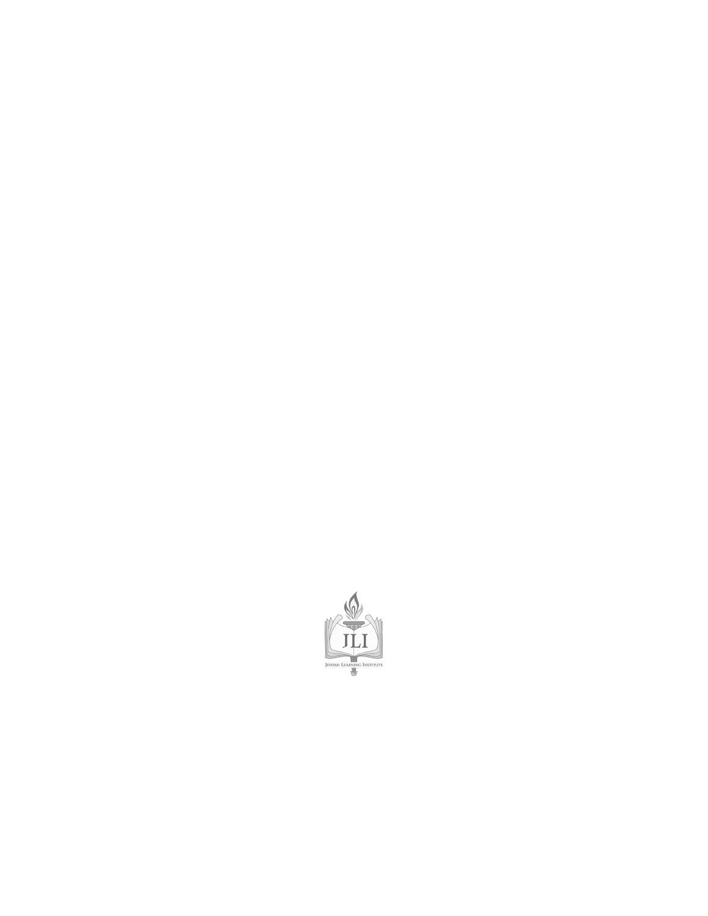JLI

Jewish Learning Institute